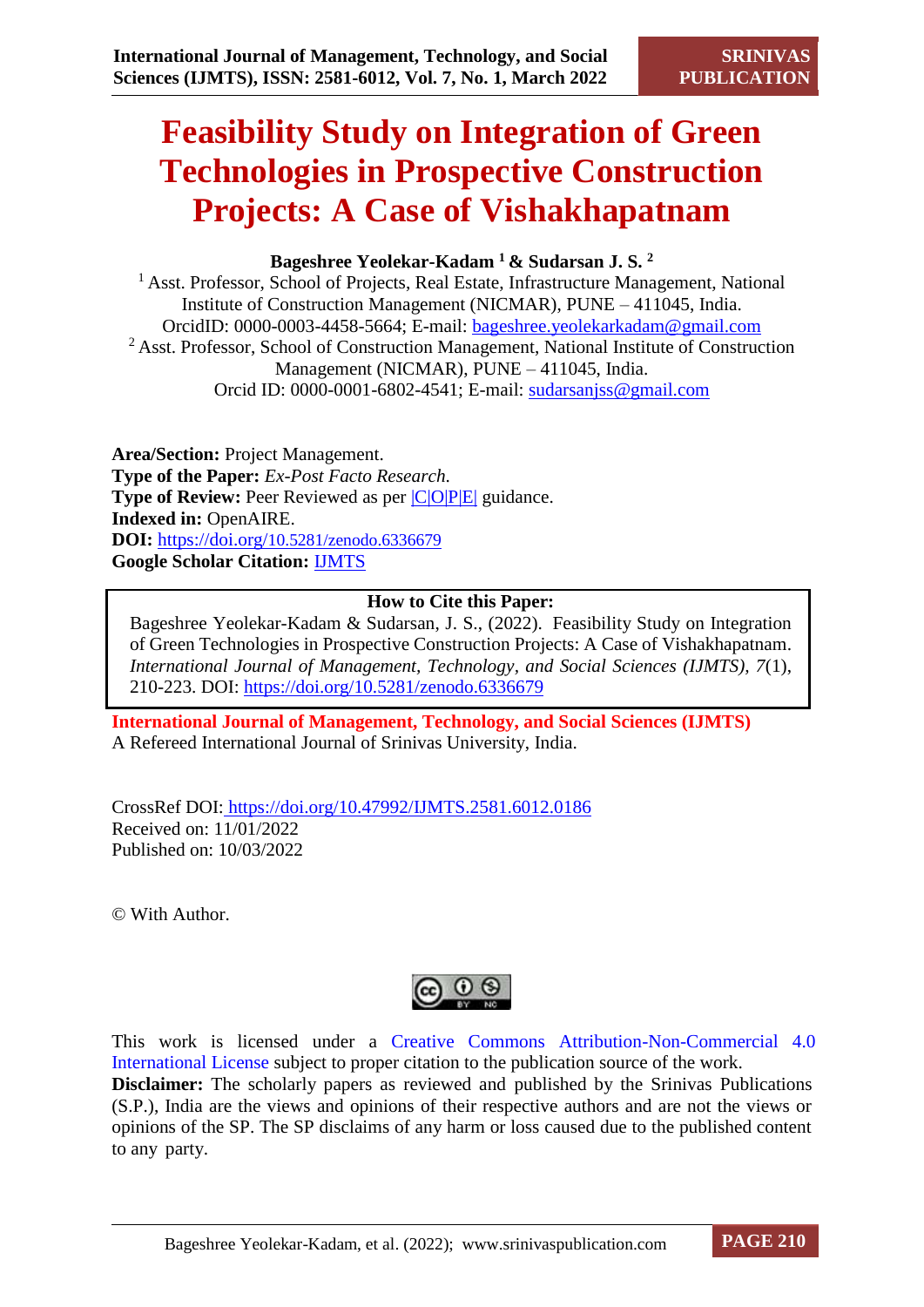# Feasibility Study on Integration of Green Technologies in Prospective Construction Projects: A Case of Vishakhapatnam

**Bageshree Yeolekar-Kadam [1] & Sudarsan J. S. [2]**

[1] Asst. Professor, School of Projects, Real Estate, Infrastructure Management, National Institute of Construction Management (NICMAR), PUNE – 411045, India.
OrcidID: 0000-0003-4458-5664; E-mail: bageshree.yeolekarkadam@gmail.com

[2] Asst. Professor, School of Construction Management, National Institute of Construction Management (NICMAR), PUNE – 411045, India.
Orcid ID: 0000-0001-6802-4541; E-mail: sudarsanjss@gmail.com

**Area/Section:** Project Management.
**Type of the Paper:** *Ex-Post Facto Research.*
**Type of Review:** Peer Reviewed as per |C|O|P|E| guidance.
**Indexed in:** OpenAIRE.
**DOI:** https://doi.org/10.5281/zenodo.6336679
**Google Scholar Citation:** IJMTS

**How to Cite this Paper:**

Bageshree Yeolekar-Kadam & Sudarsan, J. S., (2022). Feasibility Study on Integration of Green Technologies in Prospective Construction Projects: A Case of Vishakhapatnam. *International Journal of Management, Technology, and Social Sciences (IJMTS), 7*(1), 210-223. DOI: https://doi.org/10.5281/zenodo.6336679

**International Journal of Management, Technology, and Social Sciences (IJMTS)**
A Refereed International Journal of Srinivas University, India.

CrossRef DOI: https://doi.org/10.47992/IJMTS.2581.6012.0186
Received on: 11/01/2022
Published on: 10/03/2022

© With Author.

This work is licensed under a Creative Commons Attribution-Non-Commercial 4.0 International License subject to proper citation to the publication source of the work.
**Disclaimer:** The scholarly papers as reviewed and published by the Srinivas Publications (S.P.), India are the views and opinions of their respective authors and are not the views or opinions of the SP. The SP disclaims of any harm or loss caused due to the published content to any party.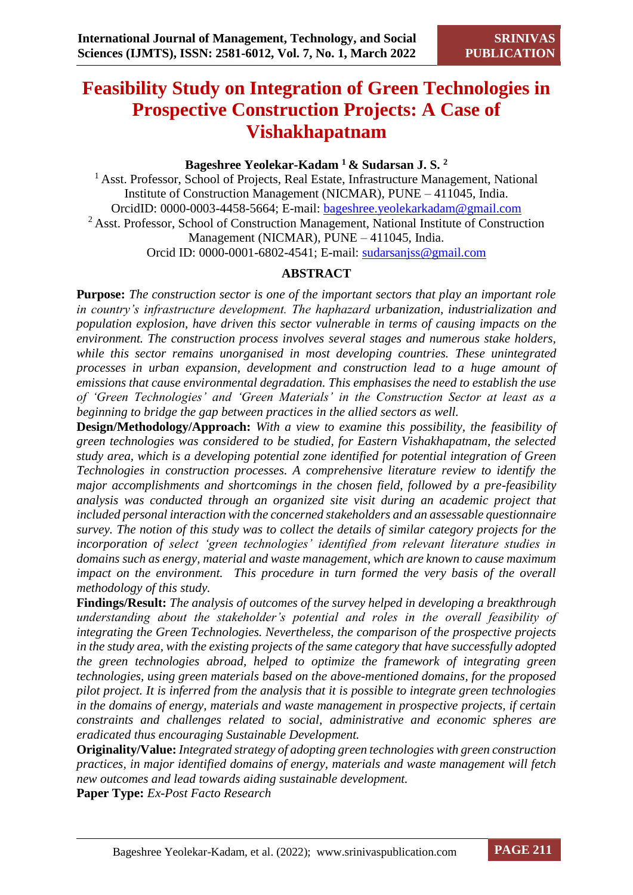# Feasibility Study on Integration of Green Technologies in Prospective Construction Projects: A Case of Vishakhapatnam

**Bageshree Yeolekar-Kadam [1] & Sudarsan J. S. [2]**

[1] Asst. Professor, School of Projects, Real Estate, Infrastructure Management, National Institute of Construction Management (NICMAR), PUNE – 411045, India.
OrcidID: 0000-0003-4458-5664; E-mail: bageshree.yeolekarkadam@gmail.com

[2] Asst. Professor, School of Construction Management, National Institute of Construction Management (NICMAR), PUNE – 411045, India.
Orcid ID: 0000-0001-6802-4541; E-mail: sudarsanjss@gmail.com

## ABSTRACT

**Purpose:** *The construction sector is one of the important sectors that play an important role in country's infrastructure development. The haphazard urbanization, industrialization and population explosion, have driven this sector vulnerable in terms of causing impacts on the environment. The construction process involves several stages and numerous stake holders, while this sector remains unorganised in most developing countries. These unintegrated processes in urban expansion, development and construction lead to a huge amount of emissions that cause environmental degradation. This emphasises the need to establish the use of 'Green Technologies' and 'Green Materials' in the Construction Sector at least as a beginning to bridge the gap between practices in the allied sectors as well.*

**Design/Methodology/Approach:** *With a view to examine this possibility, the feasibility of green technologies was considered to be studied, for Eastern Vishakhapatnam, the selected study area, which is a developing potential zone identified for potential integration of Green Technologies in construction processes. A comprehensive literature review to identify the major accomplishments and shortcomings in the chosen field, followed by a pre-feasibility analysis was conducted through an organized site visit during an academic project that included personal interaction with the concerned stakeholders and an assessable questionnaire survey. The notion of this study was to collect the details of similar category projects for the incorporation of select 'green technologies' identified from relevant literature studies in domains such as energy, material and waste management, which are known to cause maximum impact on the environment. This procedure in turn formed the very basis of the overall methodology of this study.*

**Findings/Result:** *The analysis of outcomes of the survey helped in developing a breakthrough understanding about the stakeholder's potential and roles in the overall feasibility of integrating the Green Technologies. Nevertheless, the comparison of the prospective projects in the study area, with the existing projects of the same category that have successfully adopted the green technologies abroad, helped to optimize the framework of integrating green technologies, using green materials based on the above-mentioned domains, for the proposed pilot project. It is inferred from the analysis that it is possible to integrate green technologies in the domains of energy, materials and waste management in prospective projects, if certain constraints and challenges related to social, administrative and economic spheres are eradicated thus encouraging Sustainable Development.*

**Originality/Value:** *Integrated strategy of adopting green technologies with green construction practices, in major identified domains of energy, materials and waste management will fetch new outcomes and lead towards aiding sustainable development.*

**Paper Type:** *Ex-Post Facto Research*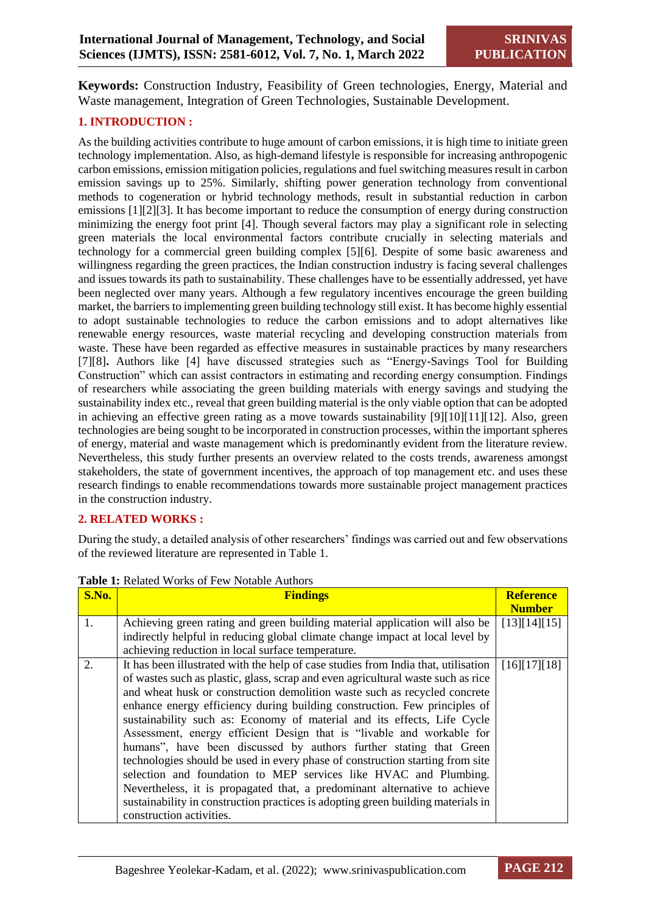**Keywords:** Construction Industry, Feasibility of Green technologies, Energy, Material and Waste management, Integration of Green Technologies, Sustainable Development.

## 1. INTRODUCTION :

As the building activities contribute to huge amount of carbon emissions, it is high time to initiate green technology implementation. Also, as high-demand lifestyle is responsible for increasing anthropogenic carbon emissions, emission mitigation policies, regulations and fuel switching measures result in carbon emission savings up to 25%. Similarly, shifting power generation technology from conventional methods to cogeneration or hybrid technology methods, result in substantial reduction in carbon emissions [1][2][3]. It has become important to reduce the consumption of energy during construction minimizing the energy foot print [4]. Though several factors may play a significant role in selecting green materials the local environmental factors contribute crucially in selecting materials and technology for a commercial green building complex [5][6]. Despite of some basic awareness and willingness regarding the green practices, the Indian construction industry is facing several challenges and issues towards its path to sustainability. These challenges have to be essentially addressed, yet have been neglected over many years. Although a few regulatory incentives encourage the green building market, the barriers to implementing green building technology still exist. It has become highly essential to adopt sustainable technologies to reduce the carbon emissions and to adopt alternatives like renewable energy resources, waste material recycling and developing construction materials from waste. These have been regarded as effective measures in sustainable practices by many researchers [7][8]**.** Authors like [4] have discussed strategies such as "Energy-Savings Tool for Building Construction" which can assist contractors in estimating and recording energy consumption. Findings of researchers while associating the green building materials with energy savings and studying the sustainability index etc., reveal that green building material is the only viable option that can be adopted in achieving an effective green rating as a move towards sustainability [9][10][11][12]. Also, green technologies are being sought to be incorporated in construction processes, within the important spheres of energy, material and waste management which is predominantly evident from the literature review. Nevertheless, this study further presents an overview related to the costs trends, awareness amongst stakeholders, the state of government incentives, the approach of top management etc. and uses these research findings to enable recommendations towards more sustainable project management practices in the construction industry.

## 2. RELATED WORKS :

During the study, a detailed analysis of other researchers' findings was carried out and few observations of the reviewed literature are represented in Table 1.

**Table 1:** Related Works of Few Notable Authors

| S.No. | Findings | Reference Number |
|---|---|---|
| 1. | Achieving green rating and green building material application will also be indirectly helpful in reducing global climate change impact at local level by achieving reduction in local surface temperature. | [13][14][15] |
| 2. | It has been illustrated with the help of case studies from India that, utilisation of wastes such as plastic, glass, scrap and even agricultural waste such as rice and wheat husk or construction demolition waste such as recycled concrete enhance energy efficiency during building construction. Few principles of sustainability such as: Economy of material and its effects, Life Cycle Assessment, energy efficient Design that is "livable and workable for humans", have been discussed by authors further stating that Green technologies should be used in every phase of construction starting from site selection and foundation to MEP services like HVAC and Plumbing. Nevertheless, it is propagated that, a predominant alternative to achieve sustainability in construction practices is adopting green building materials in construction activities. | [16][17][18] |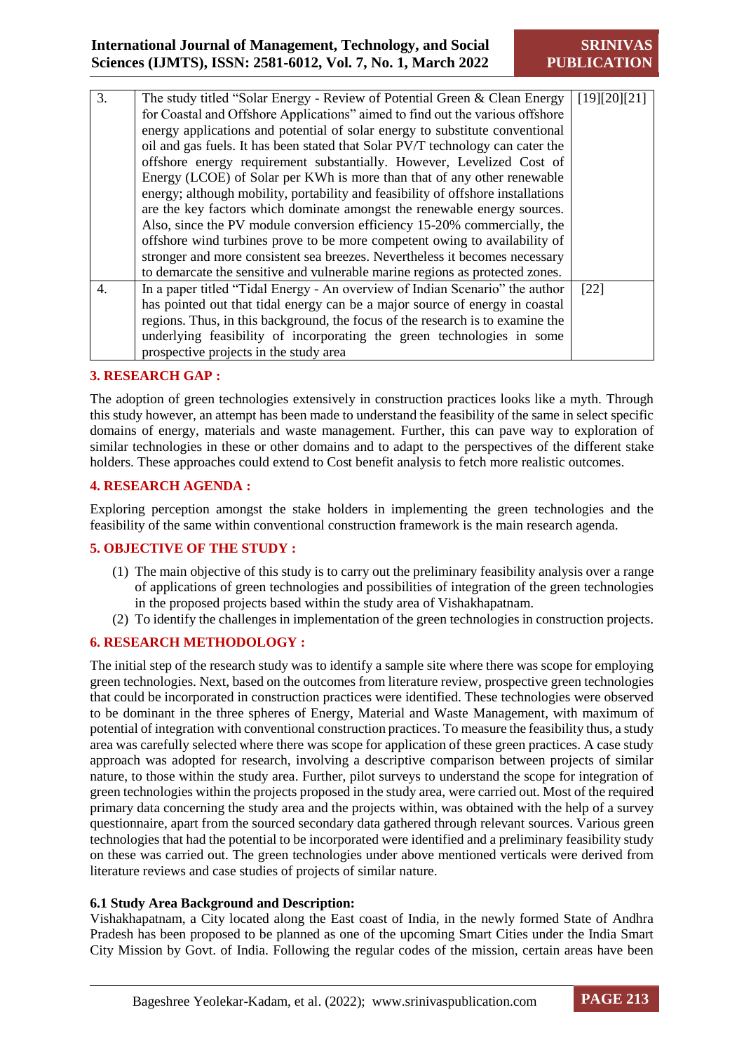| 3. | The study titled "Solar Energy - Review of Potential Green & Clean Energy for Coastal and Offshore Applications" aimed to find out the various offshore energy applications and potential of solar energy to substitute conventional oil and gas fuels. It has been stated that Solar PV/T technology can cater the offshore energy requirement substantially. However, Levelized Cost of Energy (LCOE) of Solar per KWh is more than that of any other renewable energy; although mobility, portability and feasibility of offshore installations are the key factors which dominate amongst the renewable energy sources. Also, since the PV module conversion efficiency 15-20% commercially, the offshore wind turbines prove to be more competent owing to availability of stronger and more consistent sea breezes. Nevertheless it becomes necessary to demarcate the sensitive and vulnerable marine regions as protected zones. | [19][20][21] |
|---|---|---|
| 4. | In a paper titled "Tidal Energy - An overview of Indian Scenario" the author has pointed out that tidal energy can be a major source of energy in coastal regions. Thus, in this background, the focus of the research is to examine the underlying feasibility of incorporating the green technologies in some prospective projects in the study area | [22] |

## 3. RESEARCH GAP :

The adoption of green technologies extensively in construction practices looks like a myth. Through this study however, an attempt has been made to understand the feasibility of the same in select specific domains of energy, materials and waste management. Further, this can pave way to exploration of similar technologies in these or other domains and to adapt to the perspectives of the different stake holders. These approaches could extend to Cost benefit analysis to fetch more realistic outcomes.

## 4. RESEARCH AGENDA :

Exploring perception amongst the stake holders in implementing the green technologies and the feasibility of the same within conventional construction framework is the main research agenda.

## 5. OBJECTIVE OF THE STUDY :

(1) The main objective of this study is to carry out the preliminary feasibility analysis over a range of applications of green technologies and possibilities of integration of the green technologies in the proposed projects based within the study area of Vishakhapatnam.
(2) To identify the challenges in implementation of the green technologies in construction projects.

## 6. RESEARCH METHODOLOGY :

The initial step of the research study was to identify a sample site where there was scope for employing green technologies. Next, based on the outcomes from literature review, prospective green technologies that could be incorporated in construction practices were identified. These technologies were observed to be dominant in the three spheres of Energy, Material and Waste Management, with maximum of potential of integration with conventional construction practices. To measure the feasibility thus, a study area was carefully selected where there was scope for application of these green practices. A case study approach was adopted for research, involving a descriptive comparison between projects of similar nature, to those within the study area. Further, pilot surveys to understand the scope for integration of green technologies within the projects proposed in the study area, were carried out. Most of the required primary data concerning the study area and the projects within, was obtained with the help of a survey questionnaire, apart from the sourced secondary data gathered through relevant sources. Various green technologies that had the potential to be incorporated were identified and a preliminary feasibility study on these was carried out. The green technologies under above mentioned verticals were derived from literature reviews and case studies of projects of similar nature.

### 6.1 Study Area Background and Description:

Vishakhapatnam, a City located along the East coast of India, in the newly formed State of Andhra Pradesh has been proposed to be planned as one of the upcoming Smart Cities under the India Smart City Mission by Govt. of India. Following the regular codes of the mission, certain areas have been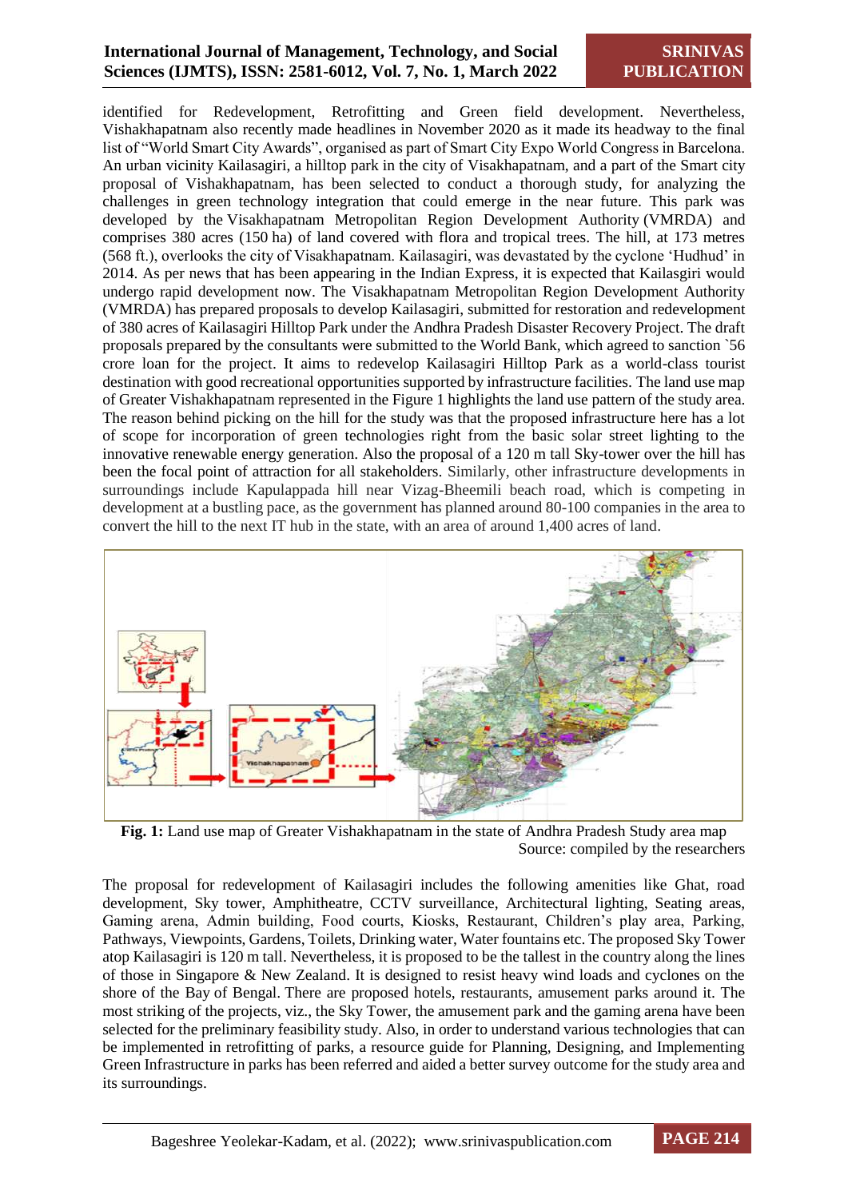identified for Redevelopment, Retrofitting and Green field development. Nevertheless, Vishakhapatnam also recently made headlines in November 2020 as it made its headway to the final list of "World Smart City Awards", organised as part of Smart City Expo World Congress in Barcelona. An urban vicinity Kailasagiri, a hilltop park in the city of Visakhapatnam, and a part of the Smart city proposal of Vishakhapatnam, has been selected to conduct a thorough study, for analyzing the challenges in green technology integration that could emerge in the near future. This park was developed by the Visakhapatnam Metropolitan Region Development Authority (VMRDA) and comprises 380 acres (150 ha) of land covered with flora and tropical trees. The hill, at 173 metres (568 ft.), overlooks the city of Visakhapatnam. Kailasagiri, was devastated by the cyclone 'Hudhud' in 2014. As per news that has been appearing in the Indian Express, it is expected that Kailasgiri would undergo rapid development now. The Visakhapatnam Metropolitan Region Development Authority (VMRDA) has prepared proposals to develop Kailasagiri, submitted for restoration and redevelopment of 380 acres of Kailasagiri Hilltop Park under the Andhra Pradesh Disaster Recovery Project. The draft proposals prepared by the consultants were submitted to the World Bank, which agreed to sanction `56 crore loan for the project. It aims to redevelop Kailasagiri Hilltop Park as a world-class tourist destination with good recreational opportunities supported by infrastructure facilities. The land use map of Greater Vishakhapatnam represented in the Figure 1 highlights the land use pattern of the study area. The reason behind picking on the hill for the study was that the proposed infrastructure here has a lot of scope for incorporation of green technologies right from the basic solar street lighting to the innovative renewable energy generation. Also the proposal of a 120 m tall Sky-tower over the hill has been the focal point of attraction for all stakeholders. Similarly, other infrastructure developments in surroundings include Kapulappada hill near Vizag-Bheemili beach road, which is competing in development at a bustling pace, as the government has planned around 80-100 companies in the area to convert the hill to the next IT hub in the state, with an area of around 1,400 acres of land.

**Fig. 1:** Land use map of Greater Vishakhapatnam in the state of Andhra Pradesh Study area map
Source: compiled by the researchers

The proposal for redevelopment of Kailasagiri includes the following amenities like Ghat, road development, Sky tower, Amphitheatre, CCTV surveillance, Architectural lighting, Seating areas, Gaming arena, Admin building, Food courts, Kiosks, Restaurant, Children's play area, Parking, Pathways, Viewpoints, Gardens, Toilets, Drinking water, Water fountains etc. The proposed Sky Tower atop Kailasagiri is 120 m tall. Nevertheless, it is proposed to be the tallest in the country along the lines of those in Singapore & New Zealand. It is designed to resist heavy wind loads and cyclones on the shore of the Bay of Bengal. There are proposed hotels, restaurants, amusement parks around it. The most striking of the projects, viz., the Sky Tower, the amusement park and the gaming arena have been selected for the preliminary feasibility study. Also, in order to understand various technologies that can be implemented in retrofitting of parks, a resource guide for Planning, Designing, and Implementing Green Infrastructure in parks has been referred and aided a better survey outcome for the study area and its surroundings.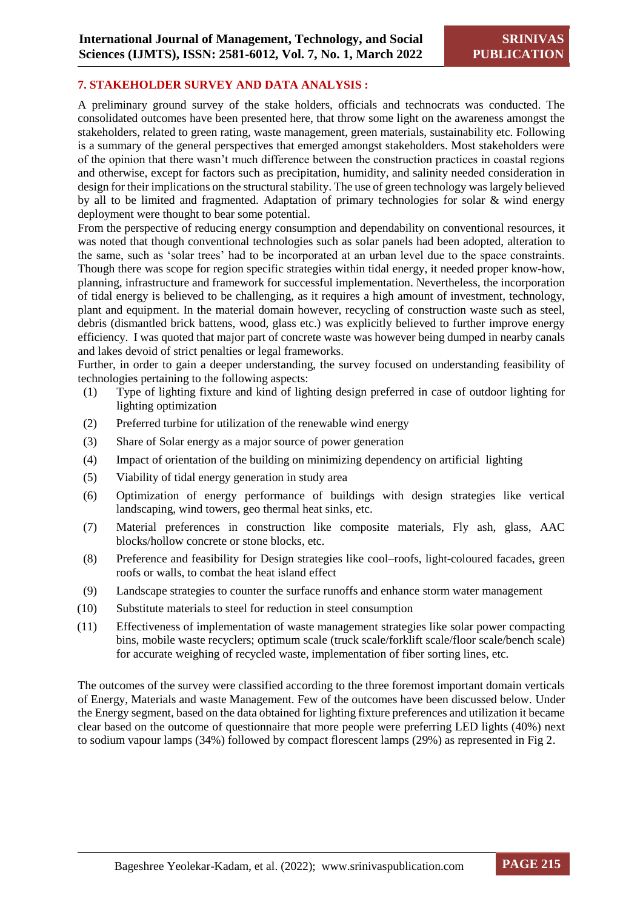## 7. STAKEHOLDER SURVEY AND DATA ANALYSIS :

A preliminary ground survey of the stake holders, officials and technocrats was conducted. The consolidated outcomes have been presented here, that throw some light on the awareness amongst the stakeholders, related to green rating, waste management, green materials, sustainability etc. Following is a summary of the general perspectives that emerged amongst stakeholders. Most stakeholders were of the opinion that there wasn't much difference between the construction practices in coastal regions and otherwise, except for factors such as precipitation, humidity, and salinity needed consideration in design for their implications on the structural stability. The use of green technology was largely believed by all to be limited and fragmented. Adaptation of primary technologies for solar & wind energy deployment were thought to bear some potential.

From the perspective of reducing energy consumption and dependability on conventional resources, it was noted that though conventional technologies such as solar panels had been adopted, alteration to the same, such as 'solar trees' had to be incorporated at an urban level due to the space constraints. Though there was scope for region specific strategies within tidal energy, it needed proper know-how, planning, infrastructure and framework for successful implementation. Nevertheless, the incorporation of tidal energy is believed to be challenging, as it requires a high amount of investment, technology, plant and equipment. In the material domain however, recycling of construction waste such as steel, debris (dismantled brick battens, wood, glass etc.) was explicitly believed to further improve energy efficiency. I was quoted that major part of concrete waste was however being dumped in nearby canals and lakes devoid of strict penalties or legal frameworks.

Further, in order to gain a deeper understanding, the survey focused on understanding feasibility of technologies pertaining to the following aspects:

(1) Type of lighting fixture and kind of lighting design preferred in case of outdoor lighting for lighting optimization

(2) Preferred turbine for utilization of the renewable wind energy

(3) Share of Solar energy as a major source of power generation

(4) Impact of orientation of the building on minimizing dependency on artificial lighting

(5) Viability of tidal energy generation in study area

(6) Optimization of energy performance of buildings with design strategies like vertical landscaping, wind towers, geo thermal heat sinks, etc.

(7) Material preferences in construction like composite materials, Fly ash, glass, AAC blocks/hollow concrete or stone blocks, etc.

(8) Preference and feasibility for Design strategies like cool–roofs, light-coloured facades, green roofs or walls, to combat the heat island effect

(9) Landscape strategies to counter the surface runoffs and enhance storm water management

(10) Substitute materials to steel for reduction in steel consumption

(11) Effectiveness of implementation of waste management strategies like solar power compacting bins, mobile waste recyclers; optimum scale (truck scale/forklift scale/floor scale/bench scale) for accurate weighing of recycled waste, implementation of fiber sorting lines, etc.

The outcomes of the survey were classified according to the three foremost important domain verticals of Energy, Materials and waste Management. Few of the outcomes have been discussed below. Under the Energy segment, based on the data obtained for lighting fixture preferences and utilization it became clear based on the outcome of questionnaire that more people were preferring LED lights (40%) next to sodium vapour lamps (34%) followed by compact florescent lamps (29%) as represented in Fig 2.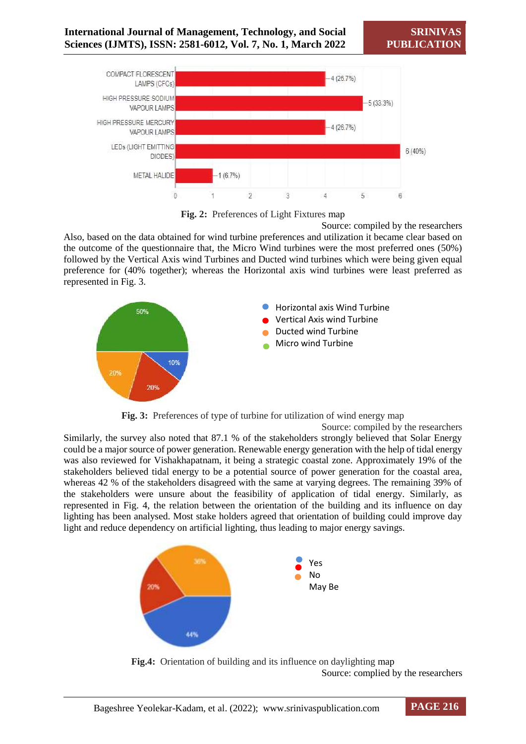**Fig. 2:** Preferences of Light Fixtures map

Source: compiled by the researchers

Also, based on the data obtained for wind turbine preferences and utilization it became clear based on the outcome of the questionnaire that, the Micro Wind turbines were the most preferred ones (50%) followed by the Vertical Axis wind Turbines and Ducted wind turbines which were being given equal preference for (40% together); whereas the Horizontal axis wind turbines were least preferred as represented in Fig. 3.

**Fig. 3:** Preferences of type of turbine for utilization of wind energy map

Source: compiled by the researchers

Similarly, the survey also noted that 87.1 % of the stakeholders strongly believed that Solar Energy could be a major source of power generation. Renewable energy generation with the help of tidal energy was also reviewed for Vishakhapatnam, it being a strategic coastal zone. Approximately 19% of the stakeholders believed tidal energy to be a potential source of power generation for the coastal area, whereas 42 % of the stakeholders disagreed with the same at varying degrees. The remaining 39% of the stakeholders were unsure about the feasibility of application of tidal energy. Similarly, as represented in Fig. 4, the relation between the orientation of the building and its influence on day lighting has been analysed. Most stake holders agreed that orientation of building could improve day light and reduce dependency on artificial lighting, thus leading to major energy savings.

**Fig.4:** Orientation of building and its influence on daylighting map

Source: complied by the researchers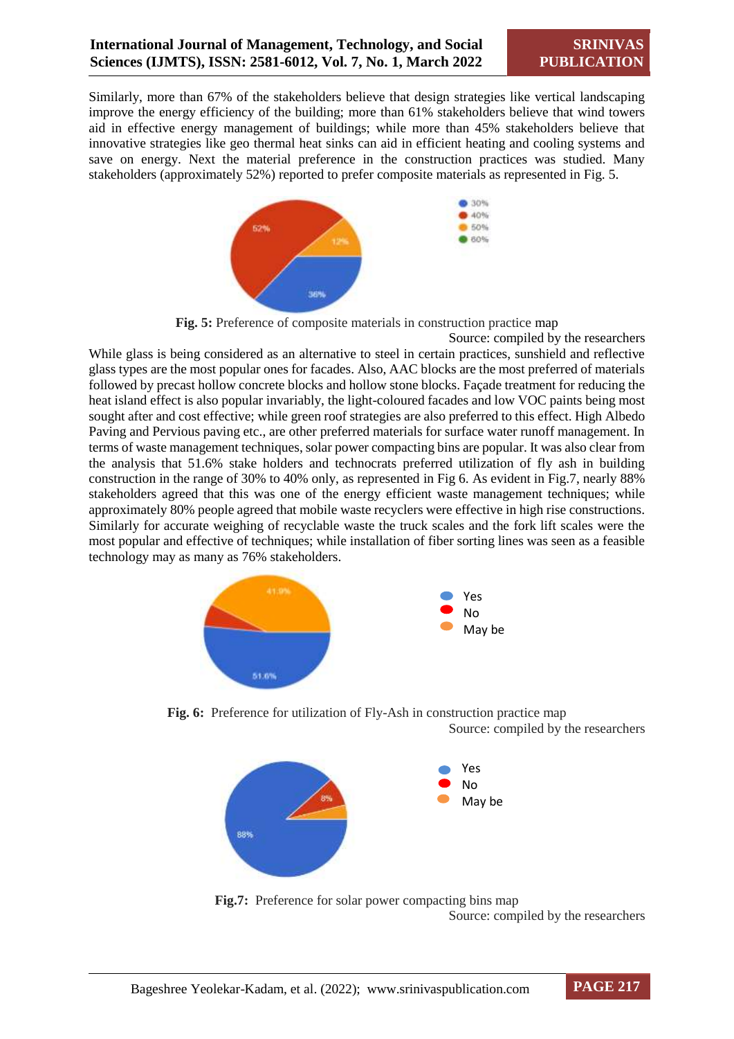Similarly, more than 67% of the stakeholders believe that design strategies like vertical landscaping improve the energy efficiency of the building; more than 61% stakeholders believe that wind towers aid in effective energy management of buildings; while more than 45% stakeholders believe that innovative strategies like geo thermal heat sinks can aid in efficient heating and cooling systems and save on energy. Next the material preference in the construction practices was studied. Many stakeholders (approximately 52%) reported to prefer composite materials as represented in Fig. 5.

**Fig. 5:** Preference of composite materials in construction practice map

Source: compiled by the researchers

While glass is being considered as an alternative to steel in certain practices, sunshield and reflective glass types are the most popular ones for facades. Also, AAC blocks are the most preferred of materials followed by precast hollow concrete blocks and hollow stone blocks. Façade treatment for reducing the heat island effect is also popular invariably, the light-coloured facades and low VOC paints being most sought after and cost effective; while green roof strategies are also preferred to this effect. High Albedo Paving and Pervious paving etc., are other preferred materials for surface water runoff management. In terms of waste management techniques, solar power compacting bins are popular. It was also clear from the analysis that 51.6% stake holders and technocrats preferred utilization of fly ash in building construction in the range of 30% to 40% only, as represented in Fig 6. As evident in Fig.7, nearly 88% stakeholders agreed that this was one of the energy efficient waste management techniques; while approximately 80% people agreed that mobile waste recyclers were effective in high rise constructions. Similarly for accurate weighing of recyclable waste the truck scales and the fork lift scales were the most popular and effective of techniques; while installation of fiber sorting lines was seen as a feasible technology may as many as 76% stakeholders.

**Fig. 6:** Preference for utilization of Fly-Ash in construction practice map

Source: compiled by the researchers

**Fig.7:** Preference for solar power compacting bins map

Source: compiled by the researchers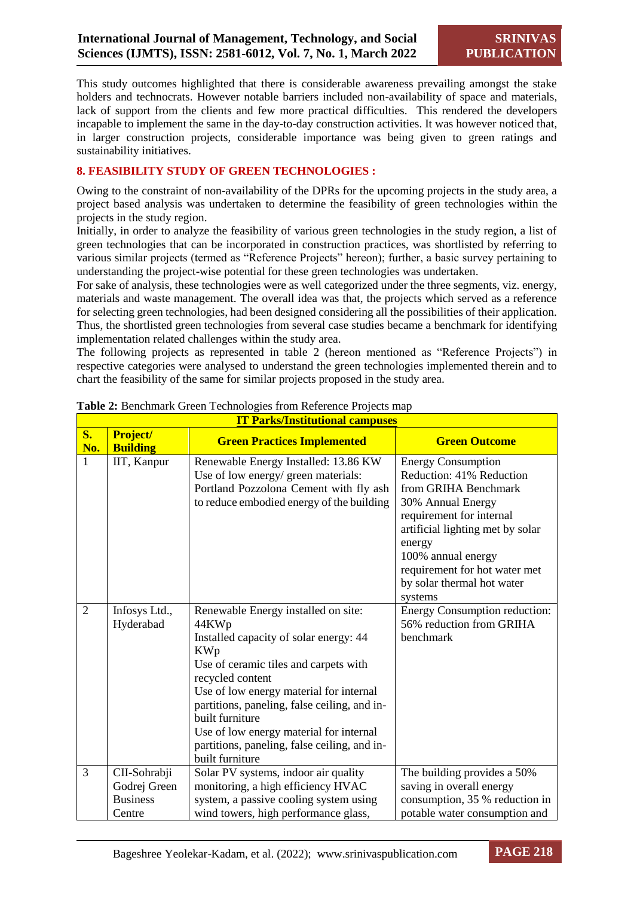This study outcomes highlighted that there is considerable awareness prevailing amongst the stake holders and technocrats. However notable barriers included non-availability of space and materials, lack of support from the clients and few more practical difficulties. This rendered the developers incapable to implement the same in the day-to-day construction activities. It was however noticed that, in larger construction projects, considerable importance was being given to green ratings and sustainability initiatives.

## 8. FEASIBILITY STUDY OF GREEN TECHNOLOGIES :

Owing to the constraint of non-availability of the DPRs for the upcoming projects in the study area, a project based analysis was undertaken to determine the feasibility of green technologies within the projects in the study region.

Initially, in order to analyze the feasibility of various green technologies in the study region, a list of green technologies that can be incorporated in construction practices, was shortlisted by referring to various similar projects (termed as "Reference Projects" hereon); further, a basic survey pertaining to understanding the project-wise potential for these green technologies was undertaken.

For sake of analysis, these technologies were as well categorized under the three segments, viz. energy, materials and waste management. The overall idea was that, the projects which served as a reference for selecting green technologies, had been designed considering all the possibilities of their application. Thus, the shortlisted green technologies from several case studies became a benchmark for identifying implementation related challenges within the study area.

The following projects as represented in table 2 (hereon mentioned as "Reference Projects") in respective categories were analysed to understand the green technologies implemented therein and to chart the feasibility of the same for similar projects proposed in the study area.

**Table 2:** Benchmark Green Technologies from Reference Projects map

| **IT Parks/Institutional campuses** | | | |
|---|---|---|---|
| **S. No.** | **Project/ Building** | **Green Practices Implemented** | **Green Outcome** |
| 1 | IIT, Kanpur | Renewable Energy Installed: 13.86 KW<br>Use of low energy/ green materials: Portland Pozzolona Cement with fly ash to reduce embodied energy of the building | Energy Consumption Reduction: 41% Reduction from GRIHA Benchmark<br>30% Annual Energy requirement for internal artificial lighting met by solar energy<br>100% annual energy requirement for hot water met by solar thermal hot water systems |
| 2 | Infosys Ltd., Hyderabad | Renewable Energy installed on site: 44KWp<br>Installed capacity of solar energy: 44 KWp<br>Use of ceramic tiles and carpets with recycled content<br>Use of low energy material for internal partitions, paneling, false ceiling, and in-built furniture<br>Use of low energy material for internal partitions, paneling, false ceiling, and in-built furniture | Energy Consumption reduction: 56% reduction from GRIHA benchmark |
| 3 | CII-Sohrabji Godrej Green Business Centre | Solar PV systems, indoor air quality monitoring, a high efficiency HVAC system, a passive cooling system using wind towers, high performance glass, | The building provides a 50% saving in overall energy consumption, 35 % reduction in potable water consumption and |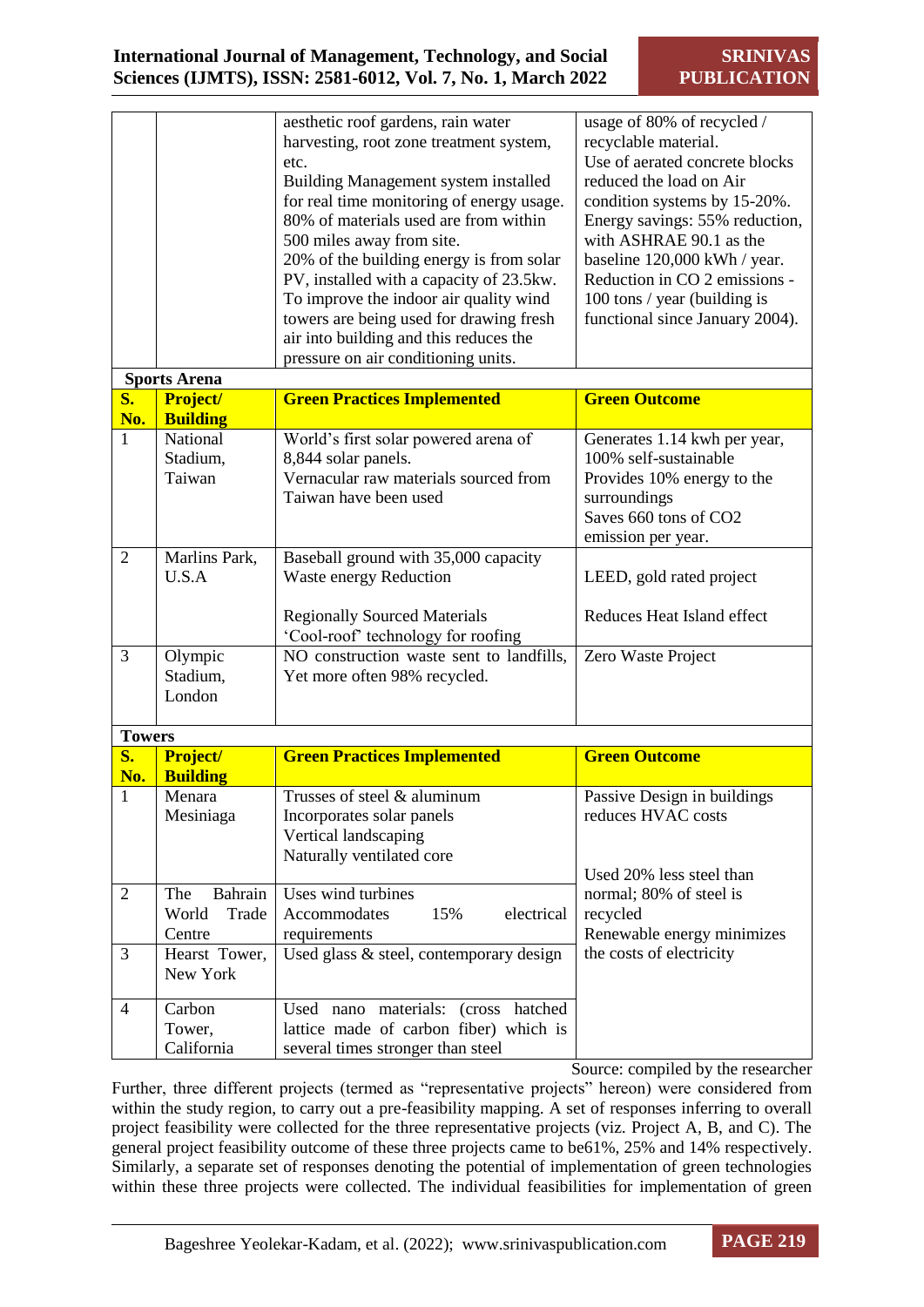| | | aesthetic roof gardens, rain water harvesting, root zone treatment system, etc. Building Management system installed for real time monitoring of energy usage. 80% of materials used are from within 500 miles away from site. 20% of the building energy is from solar PV, installed with a capacity of 23.5kw. To improve the indoor air quality wind towers are being used for drawing fresh air into building and this reduces the pressure on air conditioning units. | usage of 80% of recycled / recyclable material. Use of aerated concrete blocks reduced the load on Air condition systems by 15-20%. Energy savings: 55% reduction, with ASHRAE 90.1 as the baseline 120,000 kWh / year. Reduction in CO 2 emissions - 100 tons / year (building is functional since January 2004). |
|---|---|---|---|
| **Sports Arena** | | | |
| **S. No.** | **Project/ Building** | **Green Practices Implemented** | **Green Outcome** |
| 1 | National Stadium, Taiwan | World's first solar powered arena of 8,844 solar panels. Vernacular raw materials sourced from Taiwan have been used | Generates 1.14 kwh per year, 100% self-sustainable Provides 10% energy to the surroundings Saves 660 tons of CO2 emission per year. |
| 2 | Marlins Park, U.S.A | Baseball ground with 35,000 capacity Waste energy Reduction Regionally Sourced Materials 'Cool-roof' technology for roofing | LEED, gold rated project Reduces Heat Island effect |
| 3 | Olympic Stadium, London | NO construction waste sent to landfills, Yet more often 98% recycled. | Zero Waste Project |
| **Towers** | | | |
| **S. No.** | **Project/ Building** | **Green Practices Implemented** | **Green Outcome** |
| 1 | Menara Mesiniaga | Trusses of steel & aluminum Incorporates solar panels Vertical landscaping Naturally ventilated core | Passive Design in buildings reduces HVAC costs Used 20% less steel than normal; 80% of steel is recycled Renewable energy minimizes the costs of electricity |
| 2 | The Bahrain World Trade Centre | Uses wind turbines Accommodates 15% electrical requirements | |
| 3 | Hearst Tower, New York | Used glass & steel, contemporary design | |
| 4 | Carbon Tower, California | Used nano materials: (cross hatched lattice made of carbon fiber) which is several times stronger than steel | |

Source: compiled by the researcher

Further, three different projects (termed as "representative projects" hereon) were considered from within the study region, to carry out a pre-feasibility mapping. A set of responses inferring to overall project feasibility were collected for the three representative projects (viz. Project A, B, and C). The general project feasibility outcome of these three projects came to be61%, 25% and 14% respectively. Similarly, a separate set of responses denoting the potential of implementation of green technologies within these three projects were collected. The individual feasibilities for implementation of green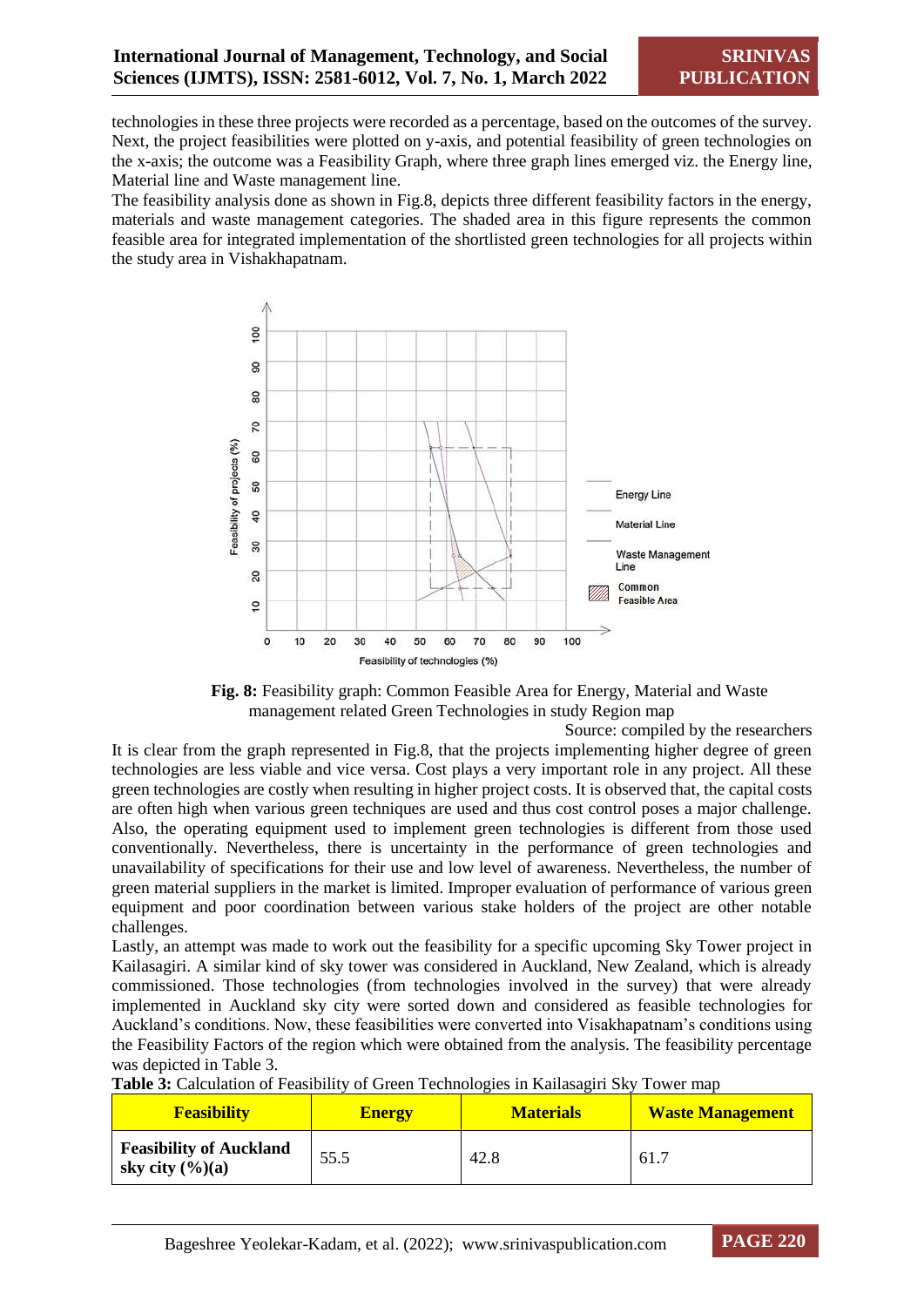technologies in these three projects were recorded as a percentage, based on the outcomes of the survey. Next, the project feasibilities were plotted on y-axis, and potential feasibility of green technologies on the x-axis; the outcome was a Feasibility Graph, where three graph lines emerged viz. the Energy line, Material line and Waste management line.

The feasibility analysis done as shown in Fig.8, depicts three different feasibility factors in the energy, materials and waste management categories. The shaded area in this figure represents the common feasible area for integrated implementation of the shortlisted green technologies for all projects within the study area in Vishakhapatnam.

**Fig. 8:** Feasibility graph: Common Feasible Area for Energy, Material and Waste management related Green Technologies in study Region map

Source: compiled by the researchers

It is clear from the graph represented in Fig.8, that the projects implementing higher degree of green technologies are less viable and vice versa. Cost plays a very important role in any project. All these green technologies are costly when resulting in higher project costs. It is observed that, the capital costs are often high when various green techniques are used and thus cost control poses a major challenge. Also, the operating equipment used to implement green technologies is different from those used conventionally. Nevertheless, there is uncertainty in the performance of green technologies and unavailability of specifications for their use and low level of awareness. Nevertheless, the number of green material suppliers in the market is limited. Improper evaluation of performance of various green equipment and poor coordination between various stake holders of the project are other notable challenges.

Lastly, an attempt was made to work out the feasibility for a specific upcoming Sky Tower project in Kailasagiri. A similar kind of sky tower was considered in Auckland, New Zealand, which is already commissioned. Those technologies (from technologies involved in the survey) that were already implemented in Auckland sky city were sorted down and considered as feasible technologies for Auckland's conditions. Now, these feasibilities were converted into Visakhapatnam's conditions using the Feasibility Factors of the region which were obtained from the analysis. The feasibility percentage was depicted in Table 3.

**Table 3:** Calculation of Feasibility of Green Technologies in Kailasagiri Sky Tower map

| Feasibility | Energy | Materials | Waste Management |
|---|---|---|---|
| **Feasibility of Auckland sky city (%)(a)** | 55.5 | 42.8 | 61.7 |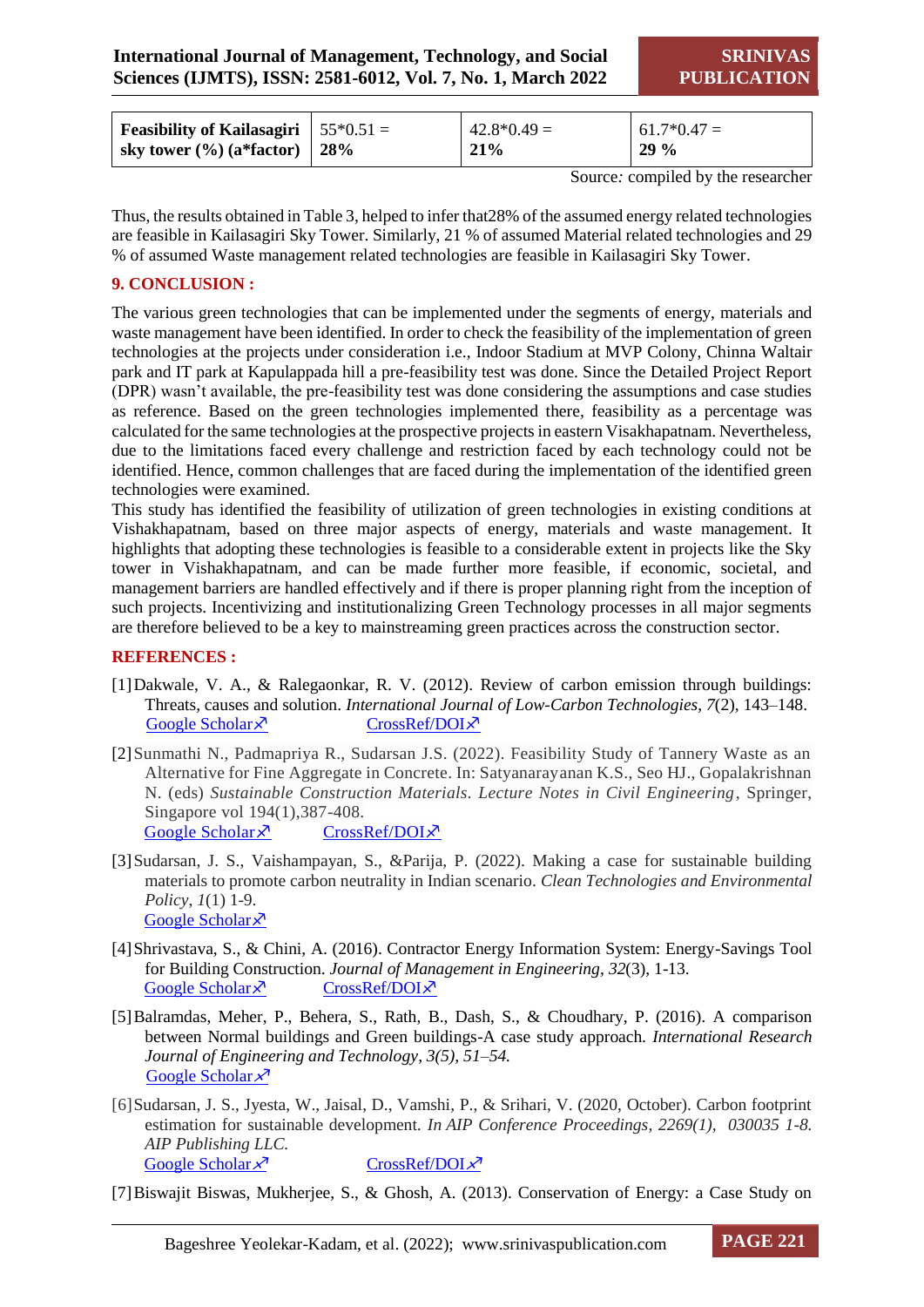| Feasibility of Kailasagiri sky tower (%) (a*factor) | 55*0.51 = 28% | 42.8*0.49 = 21% | 61.7*0.47 = 29 % |
|---|---|---|---|

Source*:* compiled by the researcher

Thus, the results obtained in Table 3, helped to infer that28% of the assumed energy related technologies are feasible in Kailasagiri Sky Tower. Similarly, 21 % of assumed Material related technologies and 29 % of assumed Waste management related technologies are feasible in Kailasagiri Sky Tower.

## 9. CONCLUSION :

The various green technologies that can be implemented under the segments of energy, materials and waste management have been identified. In order to check the feasibility of the implementation of green technologies at the projects under consideration i.e., Indoor Stadium at MVP Colony, Chinna Waltair park and IT park at Kapulappada hill a pre-feasibility test was done. Since the Detailed Project Report (DPR) wasn't available, the pre-feasibility test was done considering the assumptions and case studies as reference. Based on the green technologies implemented there, feasibility as a percentage was calculated for the same technologies at the prospective projects in eastern Visakhapatnam. Nevertheless, due to the limitations faced every challenge and restriction faced by each technology could not be identified. Hence, common challenges that are faced during the implementation of the identified green technologies were examined.

This study has identified the feasibility of utilization of green technologies in existing conditions at Vishakhapatnam, based on three major aspects of energy, materials and waste management. It highlights that adopting these technologies is feasible to a considerable extent in projects like the Sky tower in Vishakhapatnam, and can be made further more feasible, if economic, societal, and management barriers are handled effectively and if there is proper planning right from the inception of such projects. Incentivizing and institutionalizing Green Technology processes in all major segments are therefore believed to be a key to mainstreaming green practices across the construction sector.

## REFERENCES :

[1] Dakwale, V. A., & Ralegaonkar, R. V. (2012). Review of carbon emission through buildings: Threats, causes and solution. *International Journal of Low-Carbon Technologies*, *7*(2), 143–148. Google Scholar CrossRef/DOI

[2] Sunmathi N., Padmapriya R., Sudarsan J.S. (2022). Feasibility Study of Tannery Waste as an Alternative for Fine Aggregate in Concrete. In: Satyanarayanan K.S., Seo HJ., Gopalakrishnan N. (eds) *Sustainable Construction Materials. Lecture Notes in Civil Engineering*, Springer, Singapore vol 194(1),387-408. Google Scholar CrossRef/DOI

[3] Sudarsan, J. S., Vaishampayan, S., &Parija, P. (2022). Making a case for sustainable building materials to promote carbon neutrality in Indian scenario. *Clean Technologies and Environmental Policy*, *1*(1) 1-9. Google Scholar

[4] Shrivastava, S., & Chini, A. (2016). Contractor Energy Information System: Energy-Savings Tool for Building Construction. *Journal of Management in Engineering*, *32*(3), 1-13. Google Scholar CrossRef/DOI

[5] Balramdas, Meher, P., Behera, S., Rath, B., Dash, S., & Choudhary, P. (2016). A comparison between Normal buildings and Green buildings-A case study approach. *International Research Journal of Engineering and Technology, 3(5), 51–54.* Google Scholar

[6] Sudarsan, J. S., Jyesta, W., Jaisal, D., Vamshi, P., & Srihari, V. (2020, October). Carbon footprint estimation for sustainable development. *In AIP Conference Proceedings, 2269(1), 030035 1-8. AIP Publishing LLC.* Google Scholar CrossRef/DOI

[7] Biswajit Biswas, Mukherjee, S., & Ghosh, A. (2013). Conservation of Energy: a Case Study on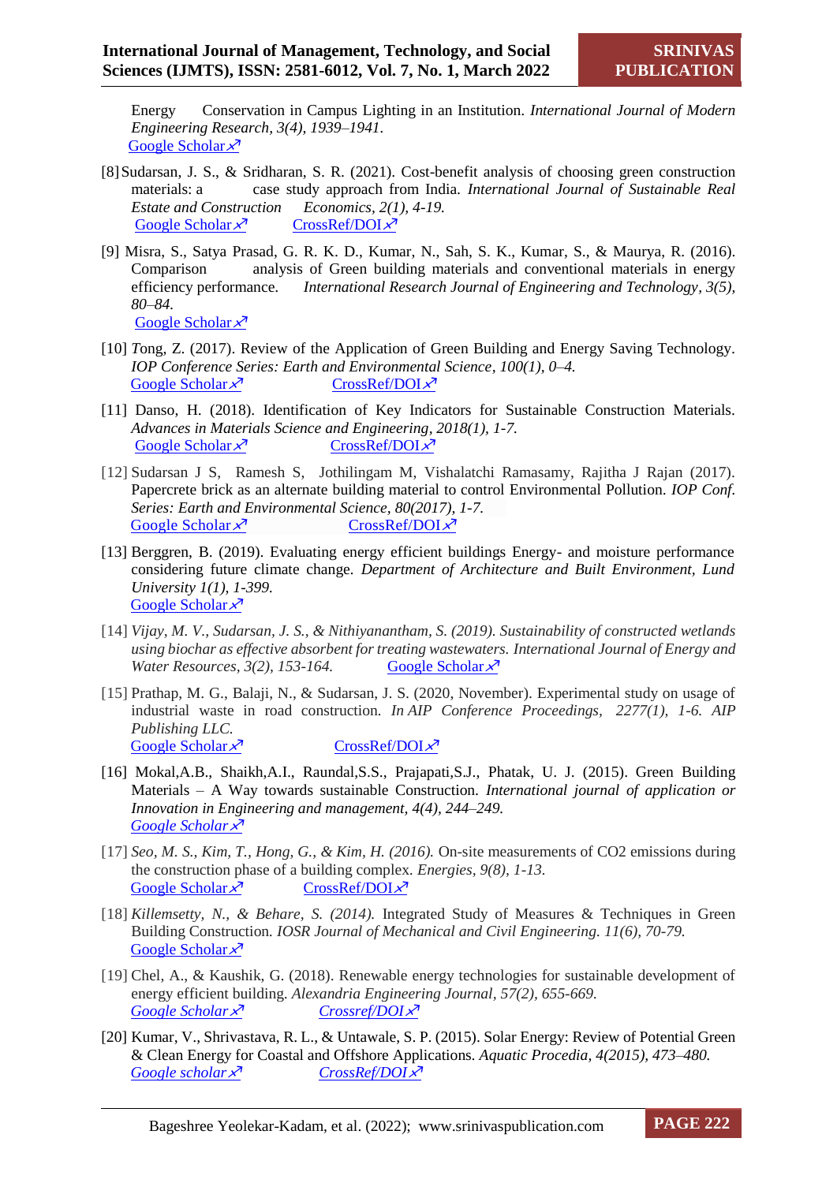Energy Conservation in Campus Lighting in an Institution. *International Journal of Modern Engineering Research, 3(4), 1939–1941.*
Google Scholar ↗

[8] Sudarsan, J. S., & Sridharan, S. R. (2021). Cost-benefit analysis of choosing green construction materials: a case study approach from India. *International Journal of Sustainable Real Estate and Construction Economics, 2(1), 4-19.*
Google Scholar ↗ CrossRef/DOI ↗

[9] Misra, S., Satya Prasad, G. R. K. D., Kumar, N., Sah, S. K., Kumar, S., & Maurya, R. (2016). Comparison analysis of Green building materials and conventional materials in energy efficiency performance. *International Research Journal of Engineering and Technology, 3(5), 80–84.*
Google Scholar ↗

[10] Tong, Z. (2017). Review of the Application of Green Building and Energy Saving Technology. *IOP Conference Series: Earth and Environmental Science, 100(1), 0–4.*
Google Scholar ↗ CrossRef/DOI ↗

[11] Danso, H. (2018). Identification of Key Indicators for Sustainable Construction Materials. *Advances in Materials Science and Engineering, 2018(1), 1-7.*
Google Scholar ↗ CrossRef/DOI ↗

[12] Sudarsan J S, Ramesh S, Jothilingam M, Vishalatchi Ramasamy, Rajitha J Rajan (2017). Papercrete brick as an alternate building material to control Environmental Pollution. *IOP Conf. Series: Earth and Environmental Science, 80(2017), 1-7.*
Google Scholar ↗ CrossRef/DOI ↗

[13] Berggren, B. (2019). Evaluating energy efficient buildings Energy- and moisture performance considering future climate change. *Department of Architecture and Built Environment, Lund University 1(1), 1-399.*
Google Scholar ↗

[14] *Vijay, M. V., Sudarsan, J. S., & Nithiyanantham, S. (2019). Sustainability of constructed wetlands using biochar as effective absorbent for treating wastewaters. International Journal of Energy and Water Resources, 3(2), 153-164.* Google Scholar ↗

[15] Prathap, M. G., Balaji, N., & Sudarsan, J. S. (2020, November). Experimental study on usage of industrial waste in road construction. *In AIP Conference Proceedings, 2277(1), 1-6. AIP Publishing LLC.*
Google Scholar ↗ CrossRef/DOI ↗

[16] Mokal,A.B., Shaikh,A.I., Raundal,S.S., Prajapati,S.J., Phatak, U. J. (2015). Green Building Materials – A Way towards sustainable Construction. *International journal of application or Innovation in Engineering and management, 4(4), 244–249.*
*Google Scholar* ↗

[17] *Seo, M. S., Kim, T., Hong, G., & Kim, H. (2016).* On-site measurements of CO2 emissions during the construction phase of a building complex. *Energies, 9(8), 1-13.*
Google Scholar ↗ CrossRef/DOI ↗

[18] *Killemsetty, N., & Behare, S. (2014).* Integrated Study of Measures & Techniques in Green Building Construction. *IOSR Journal of Mechanical and Civil Engineering. 11(6), 70-79.*
Google Scholar ↗

[19] Chel, A., & Kaushik, G. (2018). Renewable energy technologies for sustainable development of energy efficient building. *Alexandria Engineering Journal, 57(2), 655-669.*
*Google Scholar* ↗ *Crossref/DOI* ↗

[20] Kumar, V., Shrivastava, R. L., & Untawale, S. P. (2015). Solar Energy: Review of Potential Green & Clean Energy for Coastal and Offshore Applications. *Aquatic Procedia, 4(2015), 473–480.*
*Google scholar* ↗ *CrossRef/DOI* ↗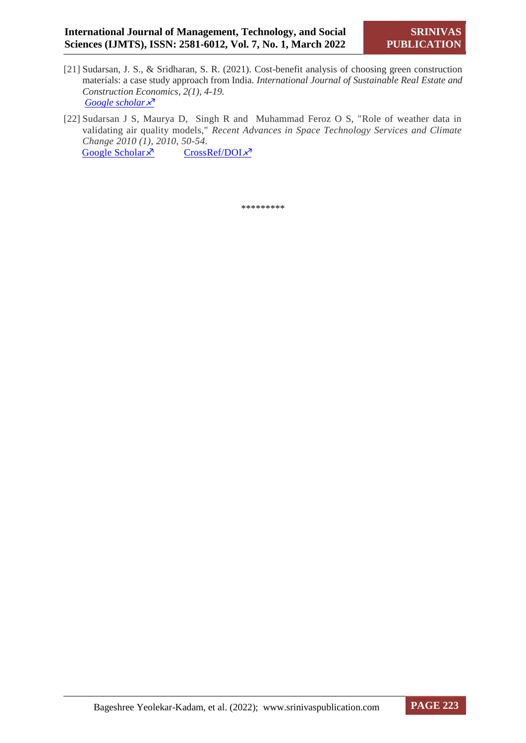[21] Sudarsan, J. S., & Sridharan, S. R. (2021). Cost-benefit analysis of choosing green construction materials: a case study approach from India. *International Journal of Sustainable Real Estate and Construction Economics*, *2(1), 4-19.*
*Google scholar*↗

[22] Sudarsan J S, Maurya D, Singh R and Muhammad Feroz O S, "Role of weather data in validating air quality models," *Recent Advances in Space Technology Services and Climate Change 2010 (1), 2010, 50-54.*
Google Scholar↗ CrossRef/DOI↗

*********